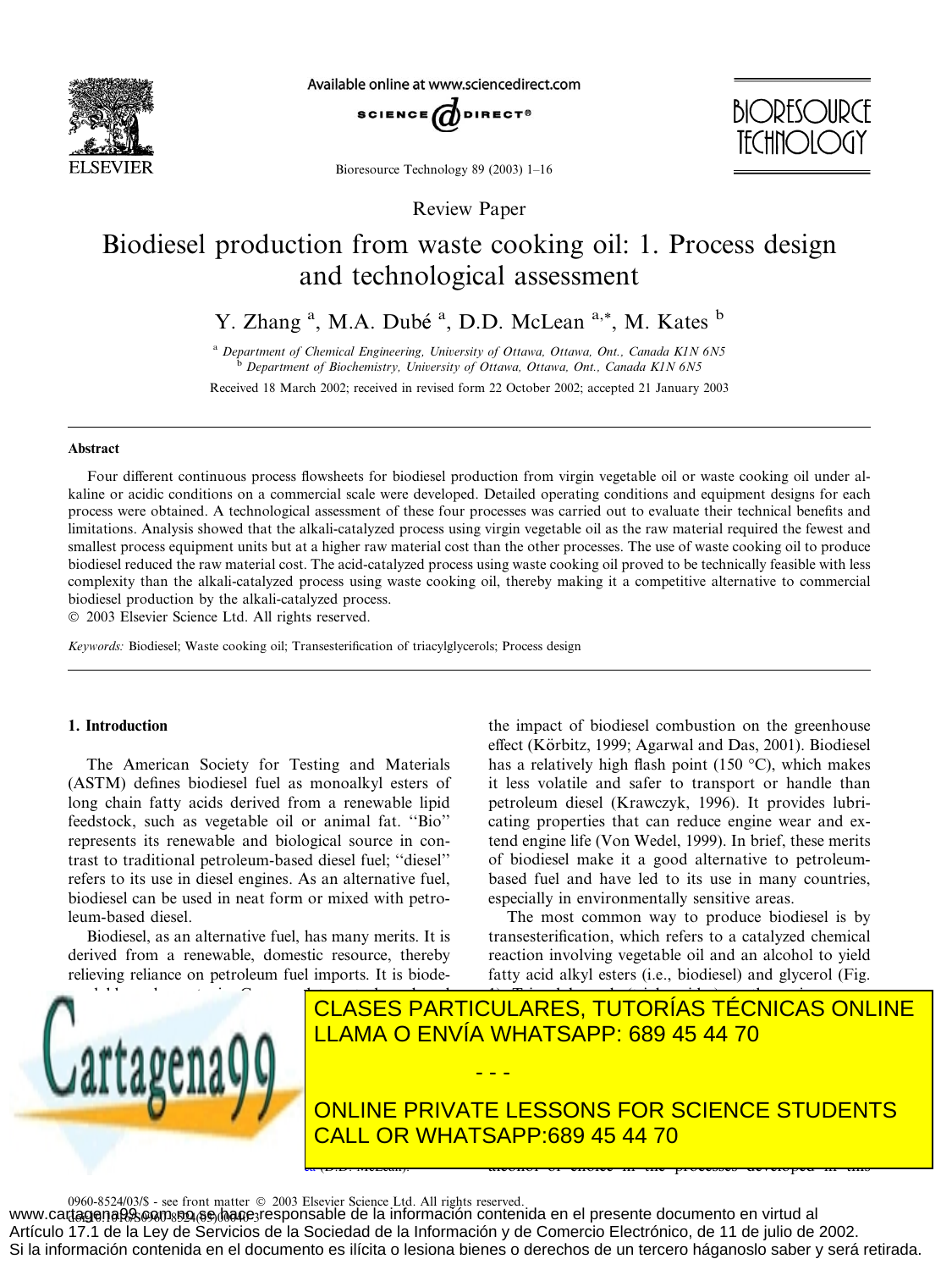Review Paper

# Biodiesel production from waste cooking oil: 1. Process design and technological assessment

Y. Zhang [a], M.A. Dubé [a], D.D. McLean [a,*], M. Kates [b]

[a] Department of Chemical Engineering, University of Ottawa, Ottawa, Ont., Canada K1N 6N5
[b] Department of Biochemistry, University of Ottawa, Ottawa, Ont., Canada K1N 6N5

Received 18 March 2002; received in revised form 22 October 2002; accepted 21 January 2003

## Abstract

Four different continuous process flowsheets for biodiesel production from virgin vegetable oil or waste cooking oil under alkaline or acidic conditions on a commercial scale were developed. Detailed operating conditions and equipment designs for each process were obtained. A technological assessment of these four processes was carried out to evaluate their technical benefits and limitations. Analysis showed that the alkali-catalyzed process using virgin vegetable oil as the raw material required the fewest and smallest process equipment units but at a higher raw material cost than the other processes. The use of waste cooking oil to produce biodiesel reduced the raw material cost. The acid-catalyzed process using waste cooking oil proved to be technically feasible with less complexity than the alkali-catalyzed process using waste cooking oil, thereby making it a competitive alternative to commercial biodiesel production by the alkali-catalyzed process.

© 2003 Elsevier Science Ltd. All rights reserved.

*Keywords:* Biodiesel; Waste cooking oil; Transesterification of triacylglycerols; Process design

## 1. Introduction

The American Society for Testing and Materials (ASTM) defines biodiesel fuel as monoalkyl esters of long chain fatty acids derived from a renewable lipid feedstock, such as vegetable oil or animal fat. "Bio" represents its renewable and biological source in contrast to traditional petroleum-based diesel fuel; "diesel" refers to its use in diesel engines. As an alternative fuel, biodiesel can be used in neat form or mixed with petroleum-based diesel.

Biodiesel, as an alternative fuel, has many merits. It is derived from a renewable, domestic resource, thereby relieving reliance on petroleum fuel imports. It is biode-

the impact of biodiesel combustion on the greenhouse effect (Körbitz, 1999; Agarwal and Das, 2001). Biodiesel has a relatively high flash point (150 °C), which makes it less volatile and safer to transport or handle than petroleum diesel (Krawczyk, 1996). It provides lubricating properties that can reduce engine wear and extend engine life (Von Wedel, 1999). In brief, these merits of biodiesel make it a good alternative to petroleum-based fuel and have led to its use in many countries, especially in environmentally sensitive areas.

The most common way to produce biodiesel is by transesterification, which refers to a catalyzed chemical reaction involving vegetable oil and an alcohol to yield fatty acid alkyl esters (i.e., biodiesel) and glycerol (Fig.

0960-8524/03/$ - see front matter © 2003 Elsevier Science Ltd. All rights reserved.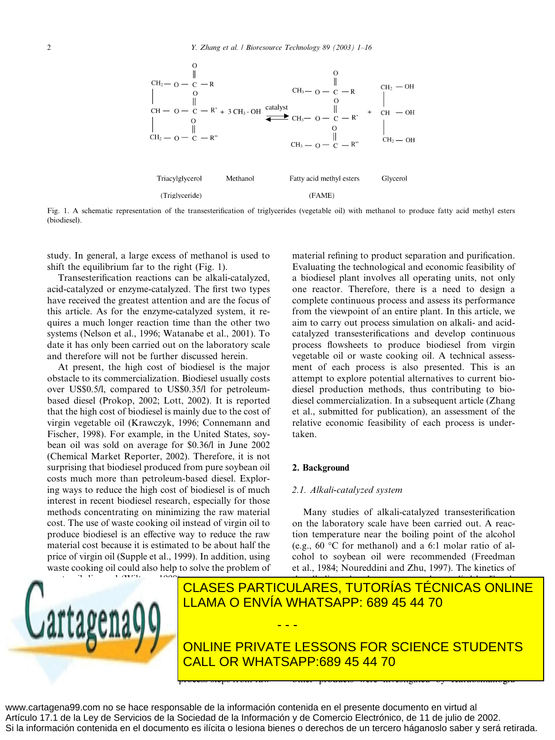$$\begin{array}{c} CH_2-O-\overset{\overset{O}{\|}}{C}-R \\ | \\ CH-O-\overset{\overset{O}{\|}}{C}-R' \\ | \\ CH_2-O-\overset{\overset{O}{\|}}{C}-R'' \end{array} + 3\,CH_3\text{-}OH \underset{}{\overset{\text{catalyst}}{\rightleftharpoons}} \begin{array}{c} CH_3-O-\overset{\overset{O}{\|}}{C}-R \\ CH_3-O-\overset{\overset{O}{\|}}{C}-R' \\ CH_3-O-\overset{\overset{O}{\|}}{C}-R'' \end{array} + \begin{array}{c} CH_2-OH \\ | \\ CH-OH \\ | \\ CH_2-OH \end{array}$$

Triacylglycerol (Triglyceride) — Methanol — Fatty acid methyl esters (FAME) — Glycerol

Fig. 1. A schematic representation of the transesterification of triglycerides (vegetable oil) with methanol to produce fatty acid methyl esters (biodiesel).

study. In general, a large excess of methanol is used to shift the equilibrium far to the right (Fig. 1).

Transesterification reactions can be alkali-catalyzed, acid-catalyzed or enzyme-catalyzed. The first two types have received the greatest attention and are the focus of this article. As for the enzyme-catalyzed system, it requires a much longer reaction time than the other two systems (Nelson et al., 1996; Watanabe et al., 2001). To date it has only been carried out on the laboratory scale and therefore will not be further discussed herein.

At present, the high cost of biodiesel is the major obstacle to its commercialization. Biodiesel usually costs over US\$0.5/l, compared to US\$0.35/l for petroleum-based diesel (Prokop, 2002; Lott, 2002). It is reported that the high cost of biodiesel is mainly due to the cost of virgin vegetable oil (Krawczyk, 1996; Connemann and Fischer, 1998). For example, in the United States, soybean oil was sold on average for \$0.36/l in June 2002 (Chemical Market Reporter, 2002). Therefore, it is not surprising that biodiesel produced from pure soybean oil costs much more than petroleum-based diesel. Exploring ways to reduce the high cost of biodiesel is of much interest in recent biodiesel research, especially for those methods concentrating on minimizing the raw material cost. The use of waste cooking oil instead of virgin oil to produce biodiesel is an effective way to reduce the raw material cost because it is estimated to be about half the price of virgin oil (Supple et al., 1999). In addition, using waste cooking oil could also help to solve the problem of

material refining to product separation and purification. Evaluating the technological and economic feasibility of a biodiesel plant involves all operating units, not only one reactor. Therefore, there is a need to design a complete continuous process and assess its performance from the viewpoint of an entire plant. In this article, we aim to carry out process simulation on alkali- and acid-catalyzed transesterifications and develop continuous process flowsheets to produce biodiesel from virgin vegetable oil or waste cooking oil. A technical assessment of each process is also presented. This is an attempt to explore potential alternatives to current biodiesel production methods, thus contributing to biodiesel commercialization. In a subsequent article (Zhang et al., submitted for publication), an assessment of the relative economic feasibility of each process is undertaken.

## 2. Background

### 2.1. Alkali-catalyzed system

Many studies of alkali-catalyzed transesterification on the laboratory scale have been carried out. A reaction temperature near the boiling point of the alcohol (e.g., 60 °C for methanol) and a 6:1 molar ratio of alcohol to soybean oil were recommended (Freedman et al., 1984; Noureddini and Zhu, 1997). The kinetics of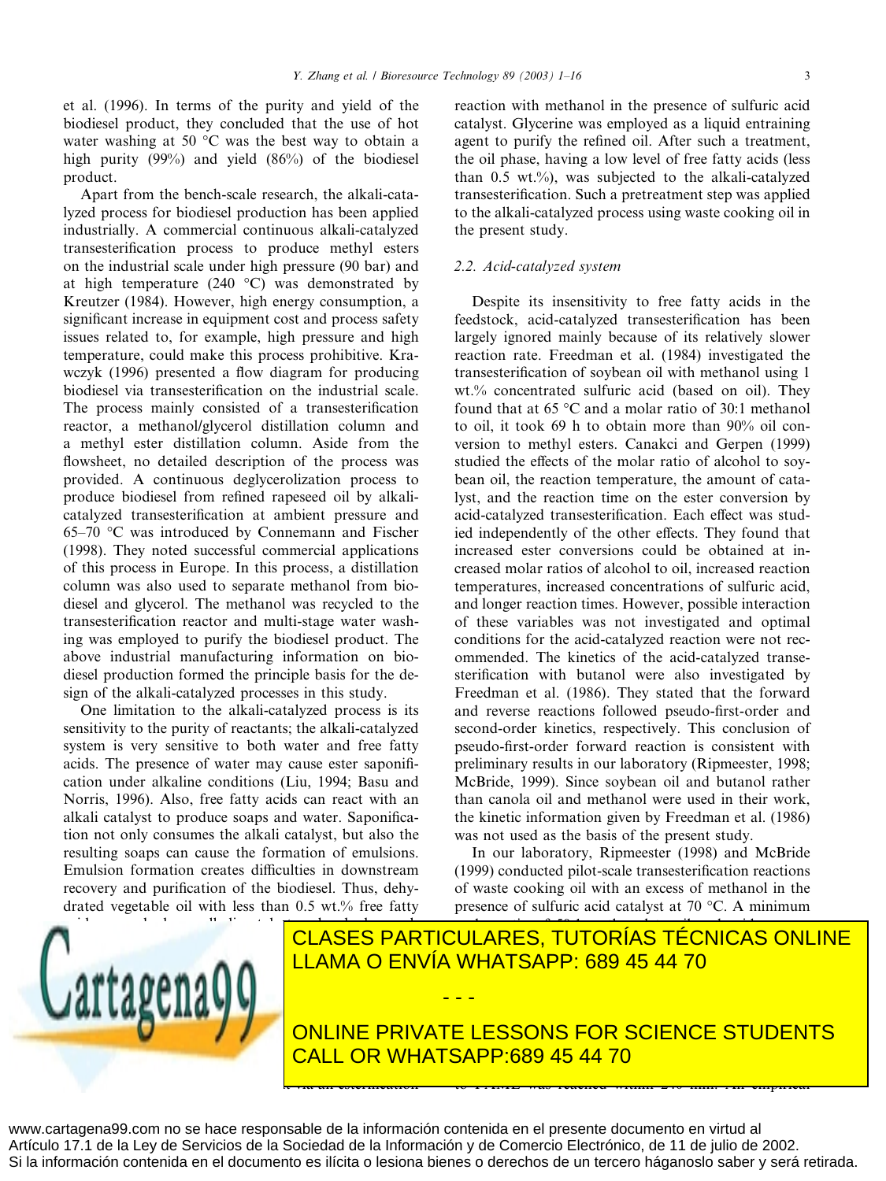et al. (1996). In terms of the purity and yield of the biodiesel product, they concluded that the use of hot water washing at 50 °C was the best way to obtain a high purity (99%) and yield (86%) of the biodiesel product.

Apart from the bench-scale research, the alkali-catalyzed process for biodiesel production has been applied industrially. A commercial continuous alkali-catalyzed transesterification process to produce methyl esters on the industrial scale under high pressure (90 bar) and at high temperature (240 °C) was demonstrated by Kreutzer (1984). However, high energy consumption, a significant increase in equipment cost and process safety issues related to, for example, high pressure and high temperature, could make this process prohibitive. Krawczyk (1996) presented a flow diagram for producing biodiesel via transesterification on the industrial scale. The process mainly consisted of a transesterification reactor, a methanol/glycerol distillation column and a methyl ester distillation column. Aside from the flowsheet, no detailed description of the process was provided. A continuous deglycerolization process to produce biodiesel from refined rapeseed oil by alkali-catalyzed transesterification at ambient pressure and 65–70 °C was introduced by Connemann and Fischer (1998). They noted successful commercial applications of this process in Europe. In this process, a distillation column was also used to separate methanol from biodiesel and glycerol. The methanol was recycled to the transesterification reactor and multi-stage water washing was employed to purify the biodiesel product. The above industrial manufacturing information on biodiesel production formed the principle basis for the design of the alkali-catalyzed processes in this study.

One limitation to the alkali-catalyzed process is its sensitivity to the purity of reactants; the alkali-catalyzed system is very sensitive to both water and free fatty acids. The presence of water may cause ester saponification under alkaline conditions (Liu, 1994; Basu and Norris, 1996). Also, free fatty acids can react with an alkali catalyst to produce soaps and water. Saponification not only consumes the alkali catalyst, but also the resulting soaps can cause the formation of emulsions. Emulsion formation creates difficulties in downstream recovery and purification of the biodiesel. Thus, dehydrated vegetable oil with less than 0.5 wt.% free fatty

reaction with methanol in the presence of sulfuric acid catalyst. Glycerine was employed as a liquid entraining agent to purify the refined oil. After such a treatment, the oil phase, having a low level of free fatty acids (less than 0.5 wt.%), was subjected to the alkali-catalyzed transesterification. Such a pretreatment step was applied to the alkali-catalyzed process using waste cooking oil in the present study.

### 2.2. Acid-catalyzed system

Despite its insensitivity to free fatty acids in the feedstock, acid-catalyzed transesterification has been largely ignored mainly because of its relatively slower reaction rate. Freedman et al. (1984) investigated the transesterification of soybean oil with methanol using 1 wt.% concentrated sulfuric acid (based on oil). They found that at 65 °C and a molar ratio of 30:1 methanol to oil, it took 69 h to obtain more than 90% oil conversion to methyl esters. Canakci and Gerpen (1999) studied the effects of the molar ratio of alcohol to soybean oil, the reaction temperature, the amount of catalyst, and the reaction time on the ester conversion by acid-catalyzed transesterification. Each effect was studied independently of the other effects. They found that increased ester conversions could be obtained at increased molar ratios of alcohol to oil, increased reaction temperatures, increased concentrations of sulfuric acid, and longer reaction times. However, possible interaction of these variables was not investigated and optimal conditions for the acid-catalyzed reaction were not recommended. The kinetics of the acid-catalyzed transesterification with butanol were also investigated by Freedman et al. (1986). They stated that the forward and reverse reactions followed pseudo-first-order and second-order kinetics, respectively. This conclusion of pseudo-first-order forward reaction is consistent with preliminary results in our laboratory (Ripmeester, 1998; McBride, 1999). Since soybean oil and butanol rather than canola oil and methanol were used in their work, the kinetic information given by Freedman et al. (1986) was not used as the basis of the present study.

In our laboratory, Ripmeester (1998) and McBride (1999) conducted pilot-scale transesterification reactions of waste cooking oil with an excess of methanol in the presence of sulfuric acid catalyst at 70 °C. A minimum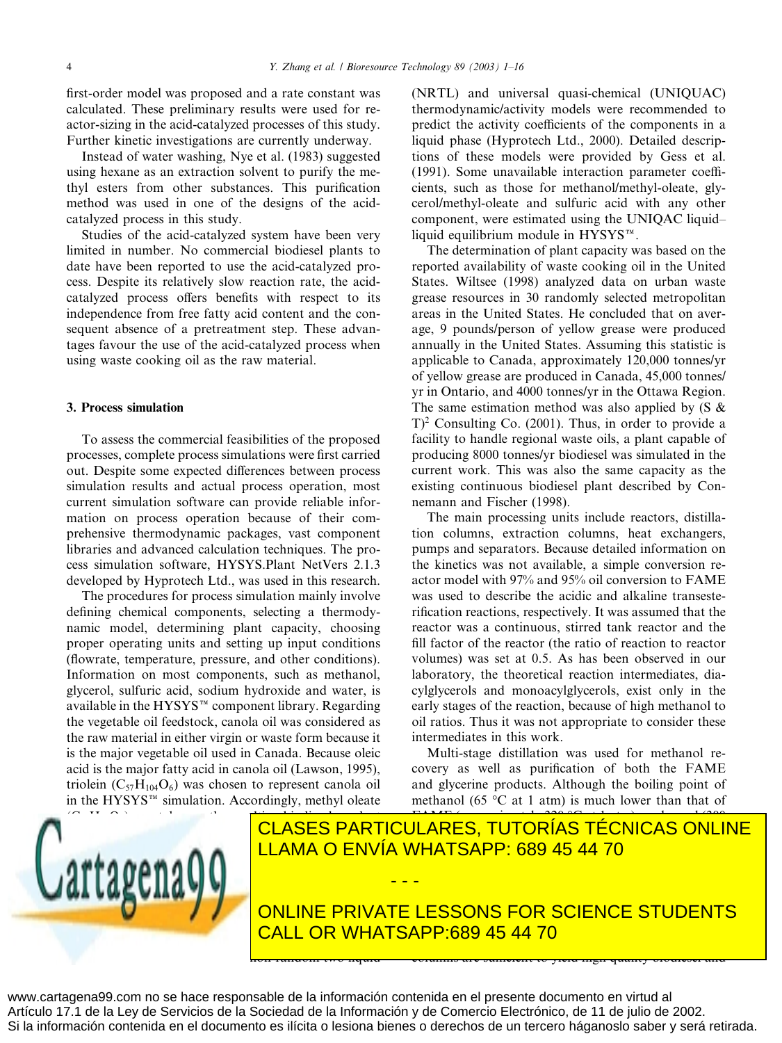first-order model was proposed and a rate constant was calculated. These preliminary results were used for reactor-sizing in the acid-catalyzed processes of this study. Further kinetic investigations are currently underway.

Instead of water washing, Nye et al. (1983) suggested using hexane as an extraction solvent to purify the methyl esters from other substances. This purification method was used in one of the designs of the acid-catalyzed process in this study.

Studies of the acid-catalyzed system have been very limited in number. No commercial biodiesel plants to date have been reported to use the acid-catalyzed process. Despite its relatively slow reaction rate, the acid-catalyzed process offers benefits with respect to its independence from free fatty acid content and the consequent absence of a pretreatment step. These advantages favour the use of the acid-catalyzed process when using waste cooking oil as the raw material.

## 3. Process simulation

To assess the commercial feasibilities of the proposed processes, complete process simulations were first carried out. Despite some expected differences between process simulation results and actual process operation, most current simulation software can provide reliable information on process operation because of their comprehensive thermodynamic packages, vast component libraries and advanced calculation techniques. The process simulation software, HYSYS.Plant NetVers 2.1.3 developed by Hyprotech Ltd., was used in this research.

The procedures for process simulation mainly involve defining chemical components, selecting a thermodynamic model, determining plant capacity, choosing proper operating units and setting up input conditions (flowrate, temperature, pressure, and other conditions). Information on most components, such as methanol, glycerol, sulfuric acid, sodium hydroxide and water, is available in the HYSYS™ component library. Regarding the vegetable oil feedstock, canola oil was considered as the raw material in either virgin or waste form because it is the major vegetable oil used in Canada. Because oleic acid is the major fatty acid in canola oil (Lawson, 1995), triolein ($C_{57}H_{104}O_6$) was chosen to represent canola oil in the HYSYS™ simulation. Accordingly, methyl oleate

(NRTL) and universal quasi-chemical (UNIQUAC) thermodynamic/activity models were recommended to predict the activity coefficients of the components in a liquid phase (Hyprotech Ltd., 2000). Detailed descriptions of these models were provided by Gess et al. (1991). Some unavailable interaction parameter coefficients, such as those for methanol/methyl-oleate, glycerol/methyl-oleate and sulfuric acid with any other component, were estimated using the UNIQAC liquid–liquid equilibrium module in HYSYS™.

The determination of plant capacity was based on the reported availability of waste cooking oil in the United States. Wiltsee (1998) analyzed data on urban waste grease resources in 30 randomly selected metropolitan areas in the United States. He concluded that on average, 9 pounds/person of yellow grease were produced annually in the United States. Assuming this statistic is applicable to Canada, approximately 120,000 tonnes/yr of yellow grease are produced in Canada, 45,000 tonnes/yr in Ontario, and 4000 tonnes/yr in the Ottawa Region. The same estimation method was also applied by (S & T)[2] Consulting Co. (2001). Thus, in order to provide a facility to handle regional waste oils, a plant capable of producing 8000 tonnes/yr biodiesel was simulated in the current work. This was also the same capacity as the existing continuous biodiesel plant described by Connemann and Fischer (1998).

The main processing units include reactors, distillation columns, extraction columns, heat exchangers, pumps and separators. Because detailed information on the kinetics was not available, a simple conversion reactor model with 97% and 95% oil conversion to FAME was used to describe the acidic and alkaline transesterification reactions, respectively. It was assumed that the reactor was a continuous, stirred tank reactor and the fill factor of the reactor (the ratio of reaction to reactor volumes) was set at 0.5. As has been observed in our laboratory, the theoretical reaction intermediates, diacylglycerols and monoacylglycerols, exist only in the early stages of the reaction, because of high methanol to oil ratios. Thus it was not appropriate to consider these intermediates in this work.

Multi-stage distillation was used for methanol recovery as well as purification of both the FAME and glycerine products. Although the boiling point of methanol (65 °C at 1 atm) is much lower than that of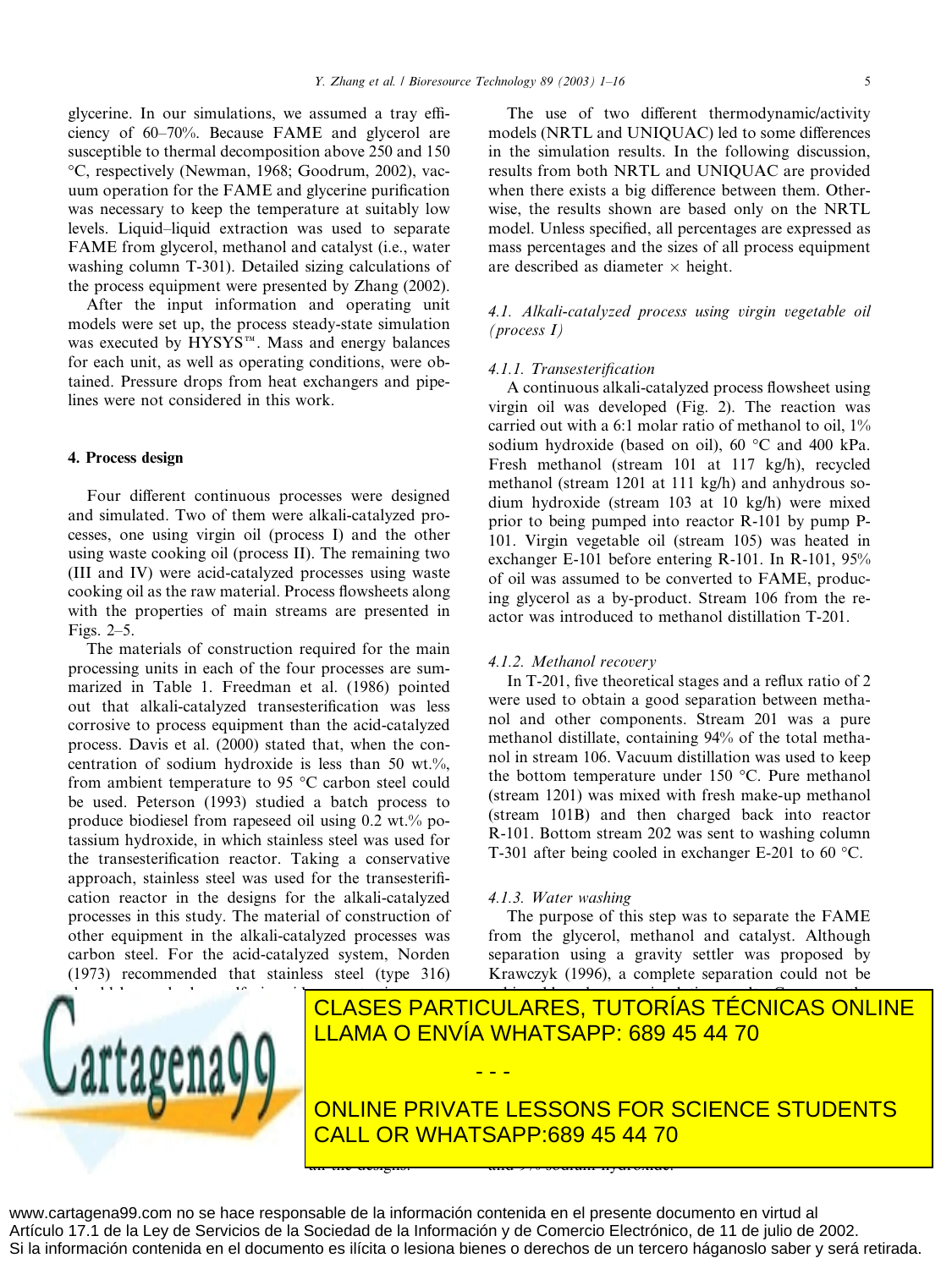glycerine. In our simulations, we assumed a tray efficiency of 60–70%. Because FAME and glycerol are susceptible to thermal decomposition above 250 and 150 °C, respectively (Newman, 1968; Goodrum, 2002), vacuum operation for the FAME and glycerine purification was necessary to keep the temperature at suitably low levels. Liquid–liquid extraction was used to separate FAME from glycerol, methanol and catalyst (i.e., water washing column T-301). Detailed sizing calculations of the process equipment were presented by Zhang (2002).

After the input information and operating unit models were set up, the process steady-state simulation was executed by HYSYS™. Mass and energy balances for each unit, as well as operating conditions, were obtained. Pressure drops from heat exchangers and pipelines were not considered in this work.

## 4. Process design

Four different continuous processes were designed and simulated. Two of them were alkali-catalyzed processes, one using virgin oil (process I) and the other using waste cooking oil (process II). The remaining two (III and IV) were acid-catalyzed processes using waste cooking oil as the raw material. Process flowsheets along with the properties of main streams are presented in Figs. 2–5.

The materials of construction required for the main processing units in each of the four processes are summarized in Table 1. Freedman et al. (1986) pointed out that alkali-catalyzed transesterification was less corrosive to process equipment than the acid-catalyzed process. Davis et al. (2000) stated that, when the concentration of sodium hydroxide is less than 50 wt.%, from ambient temperature to 95 °C carbon steel could be used. Peterson (1993) studied a batch process to produce biodiesel from rapeseed oil using 0.2 wt.% potassium hydroxide, in which stainless steel was used for the transesterification reactor. Taking a conservative approach, stainless steel was used for the transesterification reactor in the designs for the alkali-catalyzed processes in this study. The material of construction of other equipment in the alkali-catalyzed processes was carbon steel. For the acid-catalyzed system, Norden (1973) recommended that stainless steel (type 316)

The use of two different thermodynamic/activity models (NRTL and UNIQUAC) led to some differences in the simulation results. In the following discussion, results from both NRTL and UNIQUAC are provided when there exists a big difference between them. Otherwise, the results shown are based only on the NRTL model. Unless specified, all percentages are expressed as mass percentages and the sizes of all process equipment are described as diameter × height.

### 4.1. Alkali-catalyzed process using virgin vegetable oil (process I)

#### 4.1.1. Transesterification

A continuous alkali-catalyzed process flowsheet using virgin oil was developed (Fig. 2). The reaction was carried out with a 6:1 molar ratio of methanol to oil, 1% sodium hydroxide (based on oil), 60 °C and 400 kPa. Fresh methanol (stream 101 at 117 kg/h), recycled methanol (stream 1201 at 111 kg/h) and anhydrous sodium hydroxide (stream 103 at 10 kg/h) were mixed prior to being pumped into reactor R-101 by pump P-101. Virgin vegetable oil (stream 105) was heated in exchanger E-101 before entering R-101. In R-101, 95% of oil was assumed to be converted to FAME, producing glycerol as a by-product. Stream 106 from the reactor was introduced to methanol distillation T-201.

#### 4.1.2. Methanol recovery

In T-201, five theoretical stages and a reflux ratio of 2 were used to obtain a good separation between methanol and other components. Stream 201 was a pure methanol distillate, containing 94% of the total methanol in stream 106. Vacuum distillation was used to keep the bottom temperature under 150 °C. Pure methanol (stream 1201) was mixed with fresh make-up methanol (stream 101B) and then charged back into reactor R-101. Bottom stream 202 was sent to washing column T-301 after being cooled in exchanger E-201 to 60 °C.

#### 4.1.3. Water washing

The purpose of this step was to separate the FAME from the glycerol, methanol and catalyst. Although separation using a gravity settler was proposed by Krawczyk (1996), a complete separation could not be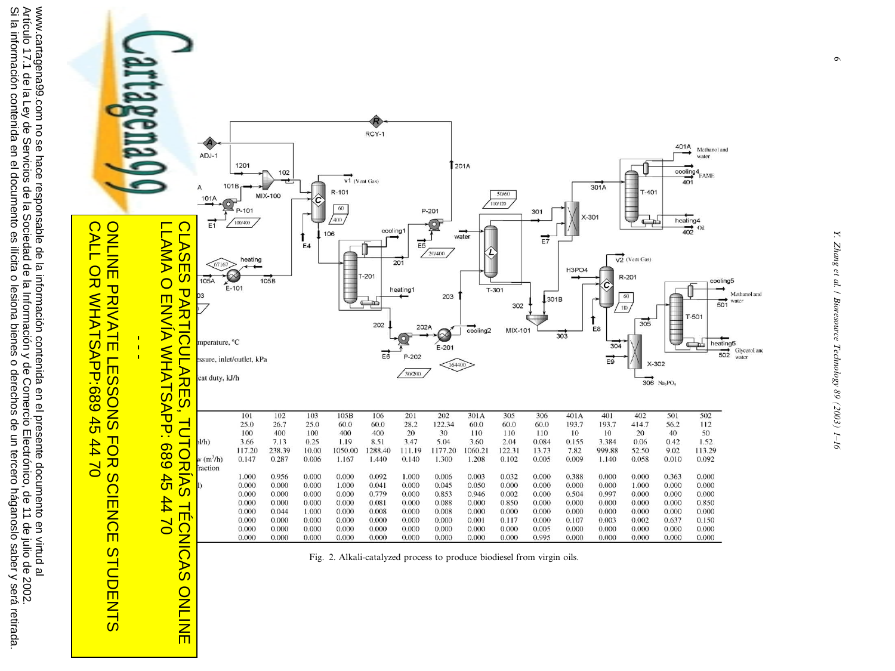| Stream no. | 101 | 102 | 103 | 105B | 106 | 201 | 202 | 301A | 305 | 306 | 401A | 401 | 402 | 501 | 502 |
|---|---|---|---|---|---|---|---|---|---|---|---|---|---|---|---|
| Temperature, °C | 25.0 | 26.7 | 25.0 | 60.0 | 60.0 | 28.2 | 122.34 | 60.0 | 60.0 | 60.0 | 193.7 | 193.7 | 414.7 | 56.2 | 112 |
| Pressure, kPa | 100 | 400 | 100 | 400 | 400 | 20 | 30 | 110 | 110 | 110 | 10 | 10 | 20 | 40 | 50 |
| Molar flow (kmol/h) | 3.66 | 7.13 | 0.25 | 1.19 | 8.51 | 3.47 | 5.04 | 3.60 | 2.04 | 0.084 | 0.155 | 3.384 | 0.06 | 0.42 | 1.52 |
| Mass flow (kg/h) | 117.20 | 238.39 | 10.00 | 1050.00 | 1288.40 | 111.19 | 1177.20 | 1060.21 | 122.31 | 13.73 | 7.82 | 999.88 | 52.50 | 9.02 | 113.29 |
| Volume flow ($m^3$/h) | 0.147 | 0.287 | 0.006 | 1.167 | 1.440 | 0.140 | 1.300 | 1.208 | 0.102 | 0.005 | 0.009 | 1.140 | 0.058 | 0.010 | 0.092 |
| Mass fraction | | | | | | | | | | | | | | | |
| Methanol | 1.000 | 0.956 | 0.000 | 0.000 | 0.092 | 1.000 | 0.006 | 0.003 | 0.032 | 0.000 | 0.388 | 0.000 | 0.000 | 0.363 | 0.000 |
| Oil | 0.000 | 0.000 | 0.000 | 1.000 | 0.041 | 0.000 | 0.045 | 0.050 | 0.000 | 0.000 | 0.000 | 0.000 | 1.000 | 0.000 | 0.000 |
| FAME | 0.000 | 0.000 | 0.000 | 0.000 | 0.779 | 0.000 | 0.853 | 0.946 | 0.002 | 0.000 | 0.504 | 0.997 | 0.000 | 0.000 | 0.000 |
| Glycerol | 0.000 | 0.000 | 0.000 | 0.000 | 0.081 | 0.000 | 0.088 | 0.000 | 0.850 | 0.000 | 0.000 | 0.000 | 0.000 | 0.000 | 0.850 |
| NaOH | 0.000 | 0.044 | 1.000 | 0.000 | 0.008 | 0.000 | 0.008 | 0.000 | 0.000 | 0.000 | 0.000 | 0.000 | 0.000 | 0.000 | 0.000 |
| Water | 0.000 | 0.000 | 0.000 | 0.000 | 0.000 | 0.000 | 0.000 | 0.001 | 0.117 | 0.000 | 0.107 | 0.003 | 0.002 | 0.637 | 0.150 |
| $H_3PO_4$ | 0.000 | 0.000 | 0.000 | 0.000 | 0.000 | 0.000 | 0.000 | 0.000 | 0.000 | 0.005 | 0.000 | 0.000 | 0.000 | 0.000 | 0.000 |
| $Na_3PO_4$ | 0.000 | 0.000 | 0.000 | 0.000 | 0.000 | 0.000 | 0.000 | 0.000 | 0.000 | 0.995 | 0.000 | 0.000 | 0.000 | 0.000 | 0.000 |

Fig. 2. Alkali-catalyzed process to produce biodiesel from virgin oils.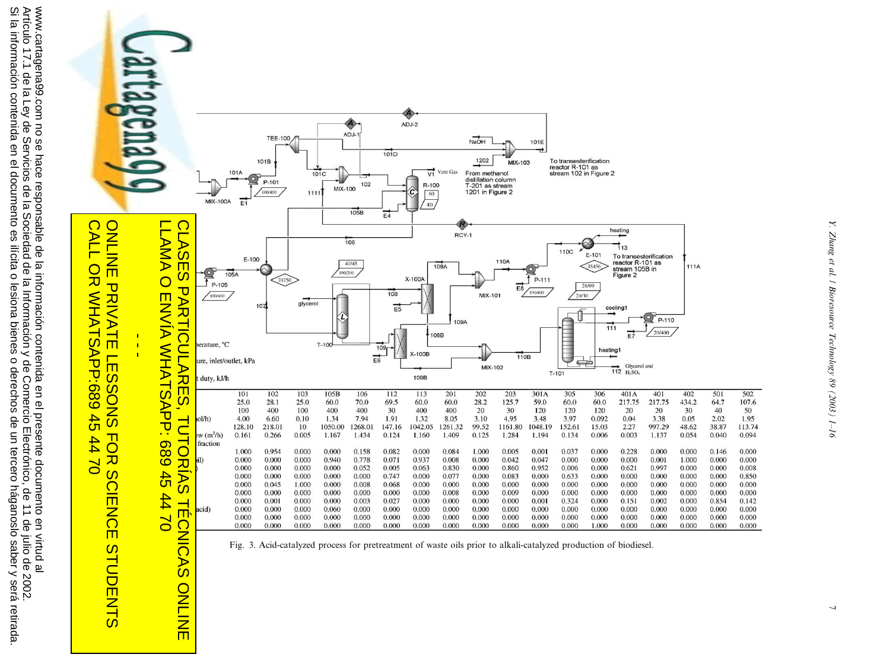| | 101 | 102 | 103 | 105B | 106 | 112 | 113 | 201 | 202 | 203 | 301A | 305 | 306 | 401A | 401 | 402 | 501 | 502 |
|---|---|---|---|---|---|---|---|---|---|---|---|---|---|---|---|---|---|---|
| | 25.0 | 28.1 | 25.0 | 60.0 | 70.0 | 69.5 | 60.0 | 60.0 | 28.2 | 125.7 | 59.0 | 60.0 | 60.0 | 217.75 | 217.75 | 434.2 | 64.7 | 107.6 |
| | 100 | 400 | 100 | 400 | 400 | 30 | 400 | 400 | 20 | 30 | 120 | 120 | 120 | 20 | 20 | 30 | 40 | 50 |
| ol/h) | 4.00 | 6.60 | 0.10 | 1.34 | 7.94 | 1.91 | 1.32 | 8.05 | 3.10 | 4.95 | 3.48 | 3.97 | 0.092 | 0.04 | 3.38 | 0.05 | 2.02 | 1.95 |
| | 128.10 | 218.01 | 10 | 1050.00 | 1268.01 | 147.16 | 1042.05 | 1261.32 | 99.52 | 1161.80 | 1048.19 | 152.61 | 15.03 | 2.27 | 997.29 | 48.62 | 38.87 | 113.74 |
| ow ($m^3$/h) | 0.161 | 0.266 | 0.005 | 1.167 | 1.434 | 0.124 | 1.160 | 1.409 | 0.125 | 1.284 | 1.194 | 0.134 | 0.006 | 0.003 | 1.137 | 0.054 | 0.040 | 0.094 |
| fraction | | | | | | | | | | | | | | | | | | |
| | 1.000 | 0.954 | 0.000 | 0.000 | 0.158 | 0.082 | 0.000 | 0.084 | 1.000 | 0.005 | 0.001 | 0.037 | 0.000 | 0.228 | 0.000 | 0.000 | 0.146 | 0.000 |
| il) | 0.000 | 0.000 | 0.000 | 0.940 | 0.778 | 0.071 | 0.937 | 0.008 | 0.000 | 0.042 | 0.047 | 0.000 | 0.000 | 0.000 | 0.001 | 1.000 | 0.000 | 0.000 |
| ) | 0.000 | 0.000 | 0.000 | 0.000 | 0.052 | 0.005 | 0.063 | 0.830 | 0.000 | 0.860 | 0.952 | 0.006 | 0.000 | 0.621 | 0.997 | 0.000 | 0.000 | 0.008 |
| | 0.000 | 0.000 | 0.000 | 0.000 | 0.000 | 0.747 | 0.000 | 0.077 | 0.000 | 0.083 | 0.000 | 0.633 | 0.000 | 0.000 | 0.000 | 0.000 | 0.000 | 0.850 |
| | 0.000 | 0.045 | 1.000 | 0.000 | 0.008 | 0.068 | 0.000 | 0.000 | 0.000 | 0.000 | 0.000 | 0.000 | 0.000 | 0.000 | 0.000 | 0.000 | 0.000 | 0.000 |
| | 0.000 | 0.000 | 0.000 | 0.000 | 0.000 | 0.000 | 0.000 | 0.008 | 0.000 | 0.009 | 0.000 | 0.000 | 0.000 | 0.000 | 0.000 | 0.000 | 0.000 | 0.000 |
| | 0.000 | 0.001 | 0.000 | 0.000 | 0.003 | 0.027 | 0.000 | 0.000 | 0.000 | 0.000 | 0.001 | 0.324 | 0.000 | 0.151 | 0.002 | 0.000 | 0.854 | 0.142 |
| acid) | 0.000 | 0.000 | 0.000 | 0.060 | 0.000 | 0.000 | 0.000 | 0.000 | 0.000 | 0.000 | 0.000 | 0.000 | 0.000 | 0.000 | 0.000 | 0.000 | 0.000 | 0.000 |
| | 0.000 | 0.000 | 0.000 | 0.000 | 0.000 | 0.000 | 0.000 | 0.000 | 0.000 | 0.000 | 0.000 | 0.000 | 0.000 | 0.000 | 0.000 | 0.000 | 0.000 | 0.000 |
| | 0.000 | 0.000 | 0.000 | 0.000 | 0.000 | 0.000 | 0.000 | 0.000 | 0.000 | 0.000 | 0.000 | 0.000 | 1.000 | 0.000 | 0.000 | 0.000 | 0.000 | 0.000 |

Fig. 3. Acid-catalyzed process for pretreatment of waste oils prior to alkali-catalyzed production of biodiesel.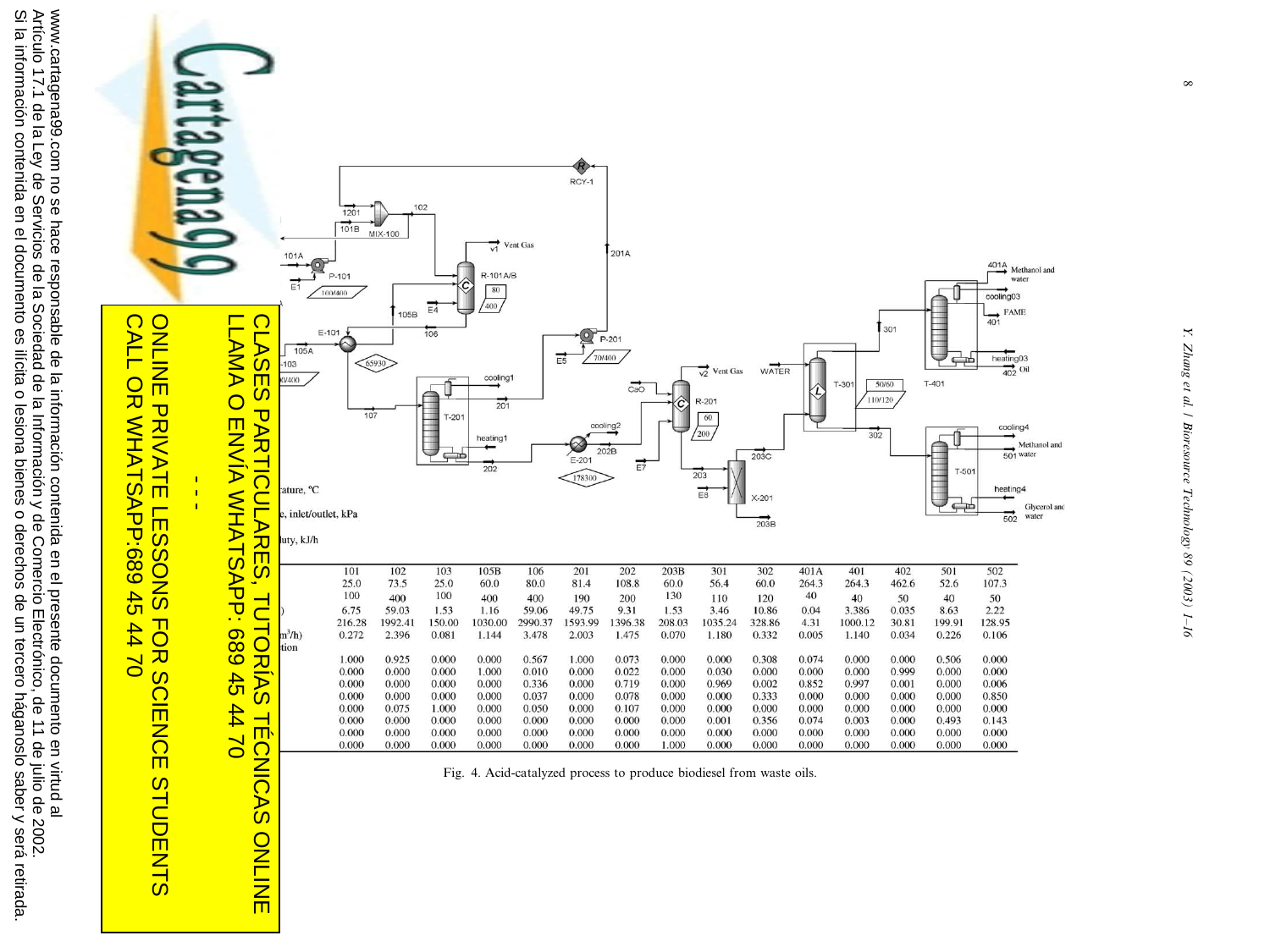| | 101 | 102 | 103 | 105B | 106 | 201 | 202 | 203B | 301 | 302 | 401A | 401 | 402 | 501 | 502 |
|---|---|---|---|---|---|---|---|---|---|---|---|---|---|---|---|
| | 25.0 | 73.5 | 25.0 | 60.0 | 80.0 | 81.4 | 108.8 | 60.0 | 56.4 | 60.0 | 264.3 | 264.3 | 462.6 | 52.6 | 107.3 |
| | 100 | 400 | 100 | 400 | 400 | 190 | 200 | 130 | 110 | 120 | 40 | 40 | 50 | 40 | 50 |
| ) | 6.75 | 59.03 | 1.53 | 1.16 | 59.06 | 49.75 | 9.31 | 1.53 | 3.46 | 10.86 | 0.04 | 3.386 | 0.035 | 8.63 | 2.22 |
| | 216.28 | 1992.41 | 150.00 | 1030.00 | 2990.37 | 1593.99 | 1396.38 | 208.03 | 1035.24 | 328.86 | 4.31 | 1000.12 | 30.81 | 199.91 | 128.95 |
| $m^3$/h) | 0.272 | 2.396 | 0.081 | 1.144 | 3.478 | 2.003 | 1.475 | 0.070 | 1.180 | 0.332 | 0.005 | 1.140 | 0.034 | 0.226 | 0.106 |
| tion | | | | | | | | | | | | | | | |
| | 1.000 | 0.925 | 0.000 | 0.000 | 0.567 | 1.000 | 0.073 | 0.000 | 0.000 | 0.308 | 0.074 | 0.000 | 0.000 | 0.506 | 0.000 |
| | 0.000 | 0.000 | 0.000 | 1.000 | 0.010 | 0.000 | 0.022 | 0.000 | 0.030 | 0.000 | 0.000 | 0.000 | 0.999 | 0.000 | 0.000 |
| | 0.000 | 0.000 | 0.000 | 0.000 | 0.336 | 0.000 | 0.719 | 0.000 | 0.969 | 0.002 | 0.852 | 0.997 | 0.001 | 0.000 | 0.006 |
| | 0.000 | 0.000 | 0.000 | 0.000 | 0.037 | 0.000 | 0.078 | 0.000 | 0.000 | 0.333 | 0.000 | 0.000 | 0.000 | 0.000 | 0.850 |
| | 0.000 | 0.075 | 1.000 | 0.000 | 0.050 | 0.000 | 0.107 | 0.000 | 0.000 | 0.000 | 0.000 | 0.000 | 0.000 | 0.000 | 0.000 |
| | 0.000 | 0.000 | 0.000 | 0.000 | 0.000 | 0.000 | 0.000 | 0.000 | 0.001 | 0.356 | 0.074 | 0.003 | 0.000 | 0.493 | 0.143 |
| | 0.000 | 0.000 | 0.000 | 0.000 | 0.000 | 0.000 | 0.000 | 0.000 | 0.000 | 0.000 | 0.000 | 0.000 | 0.000 | 0.000 | 0.000 |
| | 0.000 | 0.000 | 0.000 | 0.000 | 0.000 | 0.000 | 0.000 | 1.000 | 0.000 | 0.000 | 0.000 | 0.000 | 0.000 | 0.000 | 0.000 |

Fig. 4. Acid-catalyzed process to produce biodiesel from waste oils.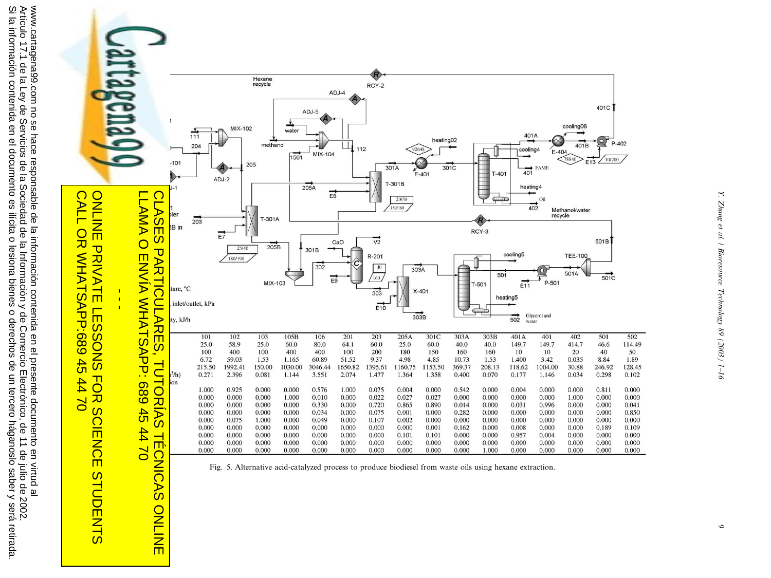| | 101 | 102 | 103 | 105B | 106 | 201 | 203 | 205A | 301C | 303A | 303B | 401A | 401 | 402 | 501 | 502 |
|---|---|---|---|---|---|---|---|---|---|---|---|---|---|---|---|---|
| ...ture, °C | 25.0 | 58.9 | 25.0 | 60.0 | 80.0 | 64.1 | 60.0 | 25.0 | 60.0 | 40.0 | 40.0 | 149.7 | 149.7 | 414.7 | 46.6 | 114.49 |
| ..., inlet/outlet, kPa | 100 | 400 | 100 | 400 | 400 | 100 | 200 | 180 | 150 | 160 | 160 | 10 | 10 | 20 | 40 | 50 |
| | 6.72 | 59.03 | 1.53 | 1.165 | 60.89 | 51.52 | 9.37 | 4.98 | 4.85 | 10.73 | 1.53 | 1.400 | 3.42 | 0.035 | 8.84 | 1.89 |
| | 215.50 | 1992.41 | 150.00 | 1030.00 | 3046.44 | 1650.82 | 1395.61 | 1160.75 | 1153.50 | 369.37 | 208.13 | 118.62 | 1004.00 | 30.88 | 246.92 | 128.45 |
| ...$^3$/h) | 0.271 | 2.396 | 0.081 | 1.144 | 3.551 | 2.074 | 1.477 | 1.364 | 1.358 | 0.400 | 0.070 | 0.177 | 1.146 | 0.034 | 0.298 | 0.102 |
| ...ion | | | | | | | | | | | | | | | | |
| | 1.000 | 0.925 | 0.000 | 0.000 | 0.576 | 1.000 | 0.075 | 0.004 | 0.000 | 0.542 | 0.000 | 0.004 | 0.000 | 0.000 | 0.811 | 0.000 |
| | 0.000 | 0.000 | 0.000 | 1.000 | 0.010 | 0.000 | 0.022 | 0.027 | 0.027 | 0.000 | 0.000 | 0.000 | 0.000 | 1.000 | 0.000 | 0.000 |
| | 0.000 | 0.000 | 0.000 | 0.000 | 0.330 | 0.000 | 0.720 | 0.865 | 0.890 | 0.014 | 0.000 | 0.031 | 0.996 | 0.000 | 0.000 | 0.041 |
| | 0.000 | 0.000 | 0.000 | 0.000 | 0.034 | 0.000 | 0.075 | 0.001 | 0.000 | 0.282 | 0.000 | 0.000 | 0.000 | 0.000 | 0.000 | 0.850 |
| | 0.000 | 0.075 | 1.000 | 0.000 | 0.049 | 0.000 | 0.107 | 0.002 | 0.000 | 0.000 | 0.000 | 0.000 | 0.000 | 0.000 | 0.000 | 0.000 |
| | 0.000 | 0.000 | 0.000 | 0.000 | 0.000 | 0.000 | 0.000 | 0.000 | 0.001 | 0.162 | 0.000 | 0.008 | 0.000 | 0.000 | 0.189 | 0.109 |
| | 0.000 | 0.000 | 0.000 | 0.000 | 0.000 | 0.000 | 0.000 | 0.101 | 0.101 | 0.000 | 0.000 | 0.957 | 0.004 | 0.000 | 0.000 | 0.000 |
| | 0.000 | 0.000 | 0.000 | 0.000 | 0.000 | 0.000 | 0.000 | 0.000 | 0.000 | 0.000 | 0.000 | 0.000 | 0.000 | 0.000 | 0.000 | 0.000 |
| | 0.000 | 0.000 | 0.000 | 0.000 | 0.000 | 0.000 | 0.000 | 0.000 | 0.000 | 0.000 | 1.000 | 0.000 | 0.000 | 0.000 | 0.000 | 0.000 |

Fig. 5. Alternative acid-catalyzed process to produce biodiesel from waste oils using hexane extraction.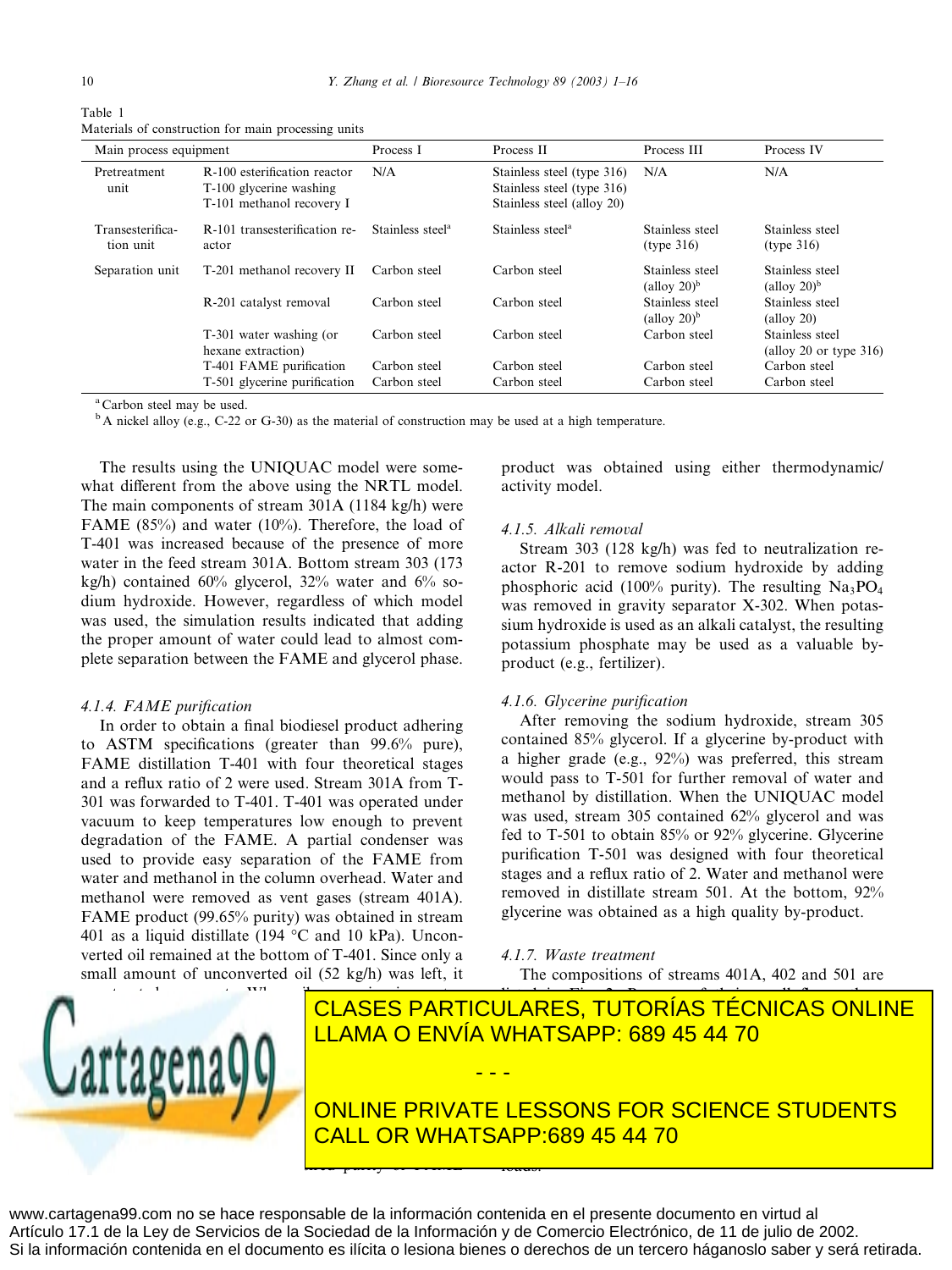Table 1
Materials of construction for main processing units

| Main process equipment | | Process I | Process II | Process III | Process IV |
|---|---|---|---|---|---|
| Pretreatment unit | R-100 esterification reactor | N/A | Stainless steel (type 316) | N/A | N/A |
| | T-100 glycerine washing | | Stainless steel (type 316) | | |
| | T-101 methanol recovery I | | Stainless steel (alloy 20) | | |
| Transesterification unit | R-101 transesterification reactor | Stainless steel[a] | Stainless steel[a] | Stainless steel (type 316) | Stainless steel (type 316) |
| Separation unit | T-201 methanol recovery II | Carbon steel | Carbon steel | Stainless steel (alloy 20)[b] | Stainless steel (alloy 20)[b] |
| | R-201 catalyst removal | Carbon steel | Carbon steel | Stainless steel (alloy 20)[b] | Stainless steel (alloy 20) |
| | T-301 water washing (or hexane extraction) | Carbon steel | Carbon steel | Carbon steel | Stainless steel (alloy 20 or type 316) |
| | T-401 FAME purification | Carbon steel | Carbon steel | Carbon steel | Carbon steel |
| | T-501 glycerine purification | Carbon steel | Carbon steel | Carbon steel | Carbon steel |

[a] Carbon steel may be used.
[b] A nickel alloy (e.g., C-22 or G-30) as the material of construction may be used at a high temperature.

The results using the UNIQUAC model were somewhat different from the above using the NRTL model. The main components of stream 301A (1184 kg/h) were FAME (85%) and water (10%). Therefore, the load of T-401 was increased because of the presence of more water in the feed stream 301A. Bottom stream 303 (173 kg/h) contained 60% glycerol, 32% water and 6% sodium hydroxide. However, regardless of which model was used, the simulation results indicated that adding the proper amount of water could lead to almost complete separation between the FAME and glycerol phase.

#### 4.1.4. FAME purification

In order to obtain a final biodiesel product adhering to ASTM specifications (greater than 99.6% pure), FAME distillation T-401 with four theoretical stages and a reflux ratio of 2 were used. Stream 301A from T-301 was forwarded to T-401. T-401 was operated under vacuum to keep temperatures low enough to prevent degradation of the FAME. A partial condenser was used to provide easy separation of the FAME from water and methanol in the column overhead. Water and methanol were removed as vent gases (stream 401A). FAME product (99.65% purity) was obtained in stream 401 as a liquid distillate (194 °C and 10 kPa). Unconverted oil remained at the bottom of T-401. Since only a small amount of unconverted oil (52 kg/h) was left, it

product was obtained using either thermodynamic/activity model.

#### 4.1.5. Alkali removal

Stream 303 (128 kg/h) was fed to neutralization reactor R-201 to remove sodium hydroxide by adding phosphoric acid (100% purity). The resulting $Na_3PO_4$ was removed in gravity separator X-302. When potassium hydroxide is used as an alkali catalyst, the resulting potassium phosphate may be used as a valuable by-product (e.g., fertilizer).

#### 4.1.6. Glycerine purification

After removing the sodium hydroxide, stream 305 contained 85% glycerol. If a glycerine by-product with a higher grade (e.g., 92%) was preferred, this stream would pass to T-501 for further removal of water and methanol by distillation. When the UNIQUAC model was used, stream 305 contained 62% glycerol and was fed to T-501 to obtain 85% or 92% glycerine. Glycerine purification T-501 was designed with four theoretical stages and a reflux ratio of 2. Water and methanol were removed in distillate stream 501. At the bottom, 92% glycerine was obtained as a high quality by-product.

#### 4.1.7. Waste treatment

The compositions of streams 401A, 402 and 501 are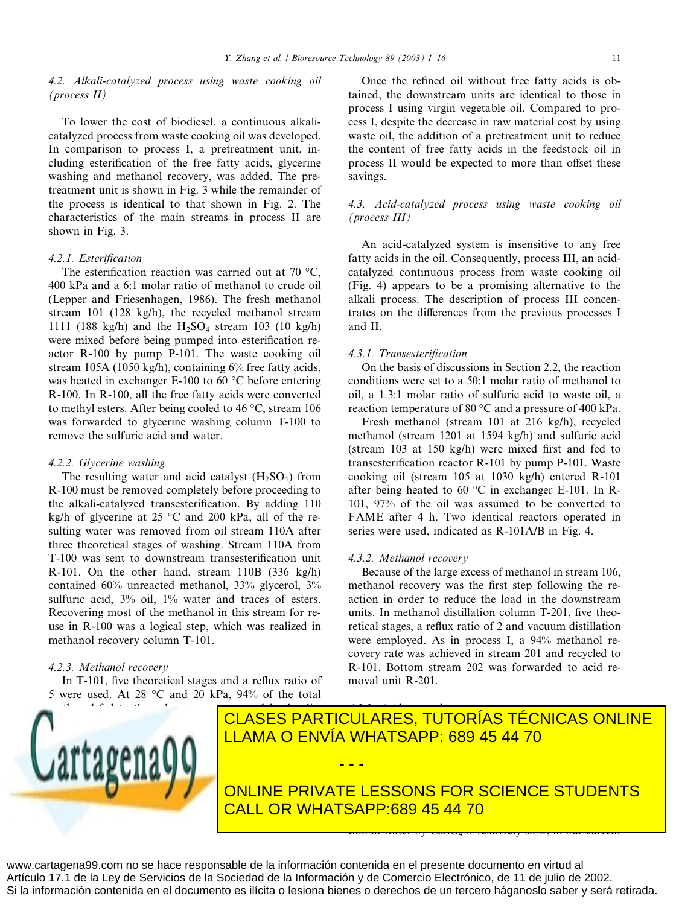### 4.2. Alkali-catalyzed process using waste cooking oil (process II)

To lower the cost of biodiesel, a continuous alkali-catalyzed process from waste cooking oil was developed. In comparison to process I, a pretreatment unit, including esterification of the free fatty acids, glycerine washing and methanol recovery, was added. The pretreatment unit is shown in Fig. 3 while the remainder of the process is identical to that shown in Fig. 2. The characteristics of the main streams in process II are shown in Fig. 3.

#### 4.2.1. Esterification

The esterification reaction was carried out at 70 °C, 400 kPa and a 6:1 molar ratio of methanol to crude oil (Lepper and Friesenhagen, 1986). The fresh methanol stream 101 (128 kg/h), the recycled methanol stream 1111 (188 kg/h) and the $H_2SO_4$ stream 103 (10 kg/h) were mixed before being pumped into esterification reactor R-100 by pump P-101. The waste cooking oil stream 105A (1050 kg/h), containing 6% free fatty acids, was heated in exchanger E-100 to 60 °C before entering R-100. In R-100, all the free fatty acids were converted to methyl esters. After being cooled to 46 °C, stream 106 was forwarded to glycerine washing column T-100 to remove the sulfuric acid and water.

#### 4.2.2. Glycerine washing

The resulting water and acid catalyst ($H_2SO_4$) from R-100 must be removed completely before proceeding to the alkali-catalyzed transesterification. By adding 110 kg/h of glycerine at 25 °C and 200 kPa, all of the resulting water was removed from oil stream 110A after three theoretical stages of washing. Stream 110A from T-100 was sent to downstream transesterification unit R-101. On the other hand, stream 110B (336 kg/h) contained 60% unreacted methanol, 33% glycerol, 3% sulfuric acid, 3% oil, 1% water and traces of esters. Recovering most of the methanol in this stream for reuse in R-100 was a logical step, which was realized in methanol recovery column T-101.

#### 4.2.3. Methanol recovery

In T-101, five theoretical stages and a reflux ratio of 5 were used. At 28 °C and 20 kPa, 94% of the total

Once the refined oil without free fatty acids is obtained, the downstream units are identical to those in process I using virgin vegetable oil. Compared to process I, despite the decrease in raw material cost by using waste oil, the addition of a pretreatment unit to reduce the content of free fatty acids in the feedstock oil in process II would be expected to more than offset these savings.

### 4.3. Acid-catalyzed process using waste cooking oil (process III)

An acid-catalyzed system is insensitive to any free fatty acids in the oil. Consequently, process III, an acid-catalyzed continuous process from waste cooking oil (Fig. 4) appears to be a promising alternative to the alkali process. The description of process III concentrates on the differences from the previous processes I and II.

#### 4.3.1. Transesterification

On the basis of discussions in Section 2.2, the reaction conditions were set to a 50:1 molar ratio of methanol to oil, a 1.3:1 molar ratio of sulfuric acid to waste oil, a reaction temperature of 80 °C and a pressure of 400 kPa.

Fresh methanol (stream 101 at 216 kg/h), recycled methanol (stream 1201 at 1594 kg/h) and sulfuric acid (stream 103 at 150 kg/h) were mixed first and fed to transesterification reactor R-101 by pump P-101. Waste cooking oil (stream 105 at 1030 kg/h) entered R-101 after being heated to 60 °C in exchanger E-101. In R-101, 97% of the oil was assumed to be converted to FAME after 4 h. Two identical reactors operated in series were used, indicated as R-101A/B in Fig. 4.

#### 4.3.2. Methanol recovery

Because of the large excess of methanol in stream 106, methanol recovery was the first step following the reaction in order to reduce the load in the downstream units. In methanol distillation column T-201, five theoretical stages, a reflux ratio of 2 and vacuum distillation were employed. As in process I, a 94% methanol recovery rate was achieved in stream 201 and recycled to R-101. Bottom stream 202 was forwarded to acid removal unit R-201.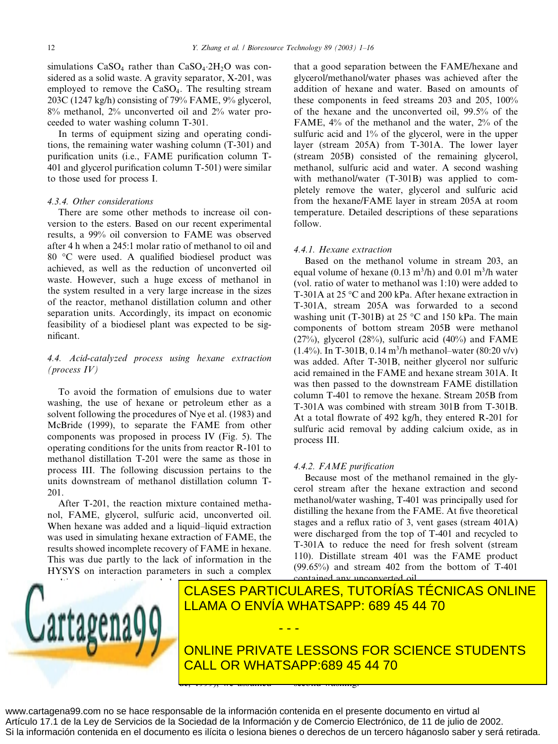simulations $CaSO_4$ rather than $CaSO_4 \cdot 2H_2O$ was considered as a solid waste. A gravity separator, X-201, was employed to remove the $CaSO_4$. The resulting stream 203C (1247 kg/h) consisting of 79% FAME, 9% glycerol, 8% methanol, 2% unconverted oil and 2% water proceeded to water washing column T-301.

In terms of equipment sizing and operating conditions, the remaining water washing column (T-301) and purification units (i.e., FAME purification column T-401 and glycerol purification column T-501) were similar to those used for process I.

#### *4.3.4. Other considerations*

There are some other methods to increase oil conversion to the esters. Based on our recent experimental results, a 99% oil conversion to FAME was observed after 4 h when a 245:1 molar ratio of methanol to oil and 80 °C were used. A qualified biodiesel product was achieved, as well as the reduction of unconverted oil waste. However, such a huge excess of methanol in the system resulted in a very large increase in the sizes of the reactor, methanol distillation column and other separation units. Accordingly, its impact on economic feasibility of a biodiesel plant was expected to be significant.

### *4.4. Acid-catalyzed process using hexane extraction (process IV)*

To avoid the formation of emulsions due to water washing, the use of hexane or petroleum ether as a solvent following the procedures of Nye et al. (1983) and McBride (1999), to separate the FAME from other components was proposed in process IV (Fig. 5). The operating conditions for the units from reactor R-101 to methanol distillation T-201 were the same as those in process III. The following discussion pertains to the units downstream of methanol distillation column T-201.

After T-201, the reaction mixture contained methanol, FAME, glycerol, sulfuric acid, unconverted oil. When hexane was added and a liquid–liquid extraction was used in simulating hexane extraction of FAME, the results showed incomplete recovery of FAME in hexane. This was due partly to the lack of information in the HYSYS on interaction parameters in such a complex

that a good separation between the FAME/hexane and glycerol/methanol/water phases was achieved after the addition of hexane and water. Based on amounts of these components in feed streams 203 and 205, 100% of the hexane and the unconverted oil, 99.5% of the FAME, 4% of the methanol and the water, 2% of the sulfuric acid and 1% of the glycerol, were in the upper layer (stream 205A) from T-301A. The lower layer (stream 205B) consisted of the remaining glycerol, methanol, sulfuric acid and water. A second washing with methanol/water (T-301B) was applied to completely remove the water, glycerol and sulfuric acid from the hexane/FAME layer in stream 205A at room temperature. Detailed descriptions of these separations follow.

#### *4.4.1. Hexane extraction*

Based on the methanol volume in stream 203, an equal volume of hexane (0.13 $m^3$/h) and 0.01 $m^3$/h water (vol. ratio of water to methanol was 1:10) were added to T-301A at 25 °C and 200 kPa. After hexane extraction in T-301A, stream 205A was forwarded to a second washing unit (T-301B) at 25 °C and 150 kPa. The main components of bottom stream 205B were methanol (27%), glycerol (28%), sulfuric acid (40%) and FAME (1.4%). In T-301B, 0.14 $m^3$/h methanol–water (80:20 v/v) was added. After T-301B, neither glycerol nor sulfuric acid remained in the FAME and hexane stream 301A. It was then passed to the downstream FAME distillation column T-401 to remove the hexane. Stream 205B from T-301A was combined with stream 301B from T-301B. At a total flowrate of 492 kg/h, they entered R-201 for sulfuric acid removal by adding calcium oxide, as in process III.

#### *4.4.2. FAME purification*

Because most of the methanol remained in the glycerol stream after the hexane extraction and second methanol/water washing, T-401 was principally used for distilling the hexane from the FAME. At five theoretical stages and a reflux ratio of 3, vent gases (stream 401A) were discharged from the top of T-401 and recycled to T-301A to reduce the need for fresh solvent (stream 110). Distillate stream 401 was the FAME product (99.65%) and stream 402 from the bottom of T-401 contained any unconverted oil.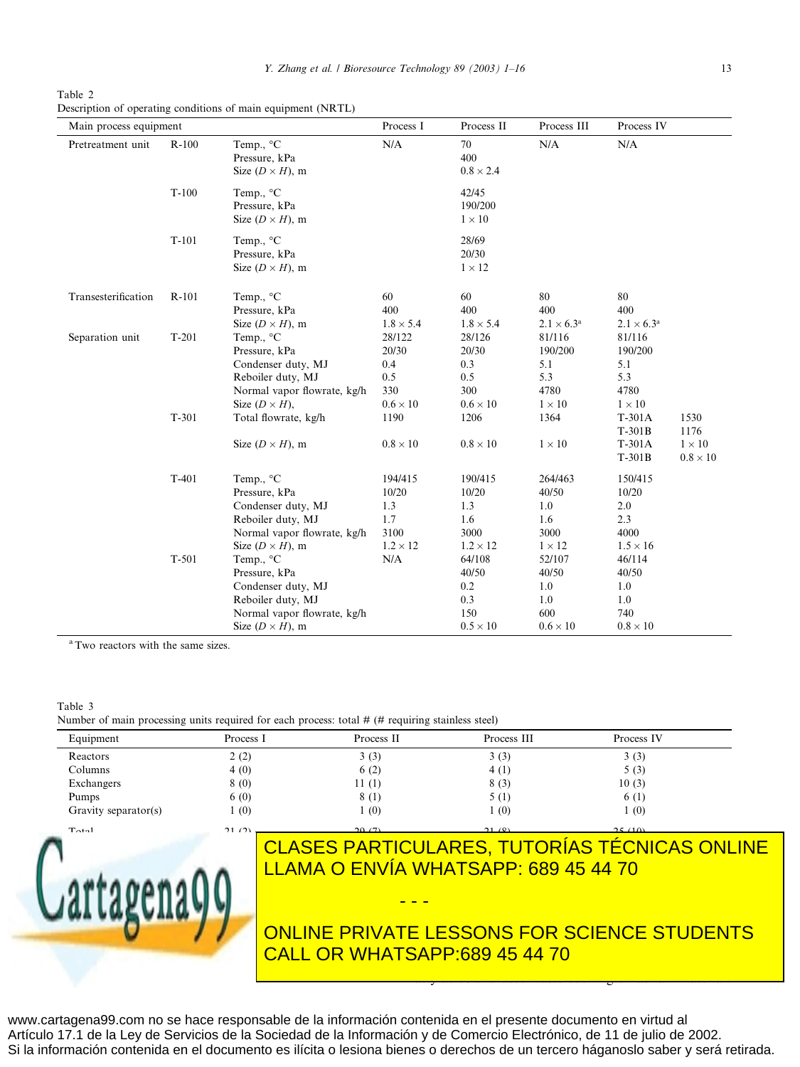Table 2
Description of operating conditions of main equipment (NRTL)

| Main process equipment | | | Process I | Process II | Process III | Process IV | |
|---|---|---|---|---|---|---|---|
| Pretreatment unit | R-100 | Temp., °C | N/A | 70 | N/A | N/A | |
| | | Pressure, kPa | | 400 | | | |
| | | Size ($D \times H$), m | | $0.8 \times 2.4$ | | | |
| | T-100 | Temp., °C | | 42/45 | | | |
| | | Pressure, kPa | | 190/200 | | | |
| | | Size ($D \times H$), m | | $1 \times 10$ | | | |
| | T-101 | Temp., °C | | 28/69 | | | |
| | | Pressure, kPa | | 20/30 | | | |
| | | Size ($D \times H$), m | | $1 \times 12$ | | | |
| Transesterification | R-101 | Temp., °C | 60 | 60 | 80 | 80 | |
| | | Pressure, kPa | 400 | 400 | 400 | 400 | |
| | | Size ($D \times H$), m | $1.8 \times 5.4$ | $1.8 \times 5.4$ | $2.1 \times 6.3$[a] | $2.1 \times 6.3$[a] | |
| Separation unit | T-201 | Temp., °C | 28/122 | 28/126 | 81/116 | 81/116 | |
| | | Pressure, kPa | 20/30 | 20/30 | 190/200 | 190/200 | |
| | | Condenser duty, MJ | 0.4 | 0.3 | 5.1 | 5.1 | |
| | | Reboiler duty, MJ | 0.5 | 0.5 | 5.3 | 5.3 | |
| | | Normal vapor flowrate, kg/h | 330 | 300 | 4780 | 4780 | |
| | | Size ($D \times H$), | $0.6 \times 10$ | $0.6 \times 10$ | $1 \times 10$ | $1 \times 10$ | |
| | T-301 | Total flowrate, kg/h | 1190 | 1206 | 1364 | T-301A | 1530 |
| | | | | | | T-301B | 1176 |
| | | Size ($D \times H$), m | $0.8 \times 10$ | $0.8 \times 10$ | $1 \times 10$ | T-301A | $1 \times 10$ |
| | | | | | | T-301B | $0.8 \times 10$ |
| | T-401 | Temp., °C | 194/415 | 190/415 | 264/463 | 150/415 | |
| | | Pressure, kPa | 10/20 | 10/20 | 40/50 | 10/20 | |
| | | Condenser duty, MJ | 1.3 | 1.3 | 1.0 | 2.0 | |
| | | Reboiler duty, MJ | 1.7 | 1.6 | 1.6 | 2.3 | |
| | | Normal vapor flowrate, kg/h | 3100 | 3000 | 3000 | 4000 | |
| | | Size ($D \times H$), m | $1.2 \times 12$ | $1.2 \times 12$ | $1 \times 12$ | $1.5 \times 16$ | |
| | T-501 | Temp., °C | N/A | 64/108 | 52/107 | 46/114 | |
| | | Pressure, kPa | | 40/50 | 40/50 | 40/50 | |
| | | Condenser duty, MJ | | 0.2 | 1.0 | 1.0 | |
| | | Reboiler duty, MJ | | 0.3 | 1.0 | 1.0 | |
| | | Normal vapor flowrate, kg/h | | 150 | 600 | 740 | |
| | | Size ($D \times H$), m | | $0.5 \times 10$ | $0.6 \times 10$ | $0.8 \times 10$ | |

[a] Two reactors with the same sizes.

Table 3
Number of main processing units required for each process: total # (# requiring stainless steel)

| Equipment | Process I | Process II | Process III | Process IV |
|---|---|---|---|---|
| Reactors | 2 (2) | 3 (3) | 3 (3) | 3 (3) |
| Columns | 4 (0) | 6 (2) | 4 (1) | 5 (3) |
| Exchangers | 8 (0) | 11 (1) | 8 (3) | 10 (3) |
| Pumps | 6 (0) | 8 (1) | 5 (1) | 6 (1) |
| Gravity separator(s) | 1 (0) | 1 (0) | 1 (0) | 1 (0) |
| Total | 21 (2) | 29 (7) | 21 (8) | 25 (10) |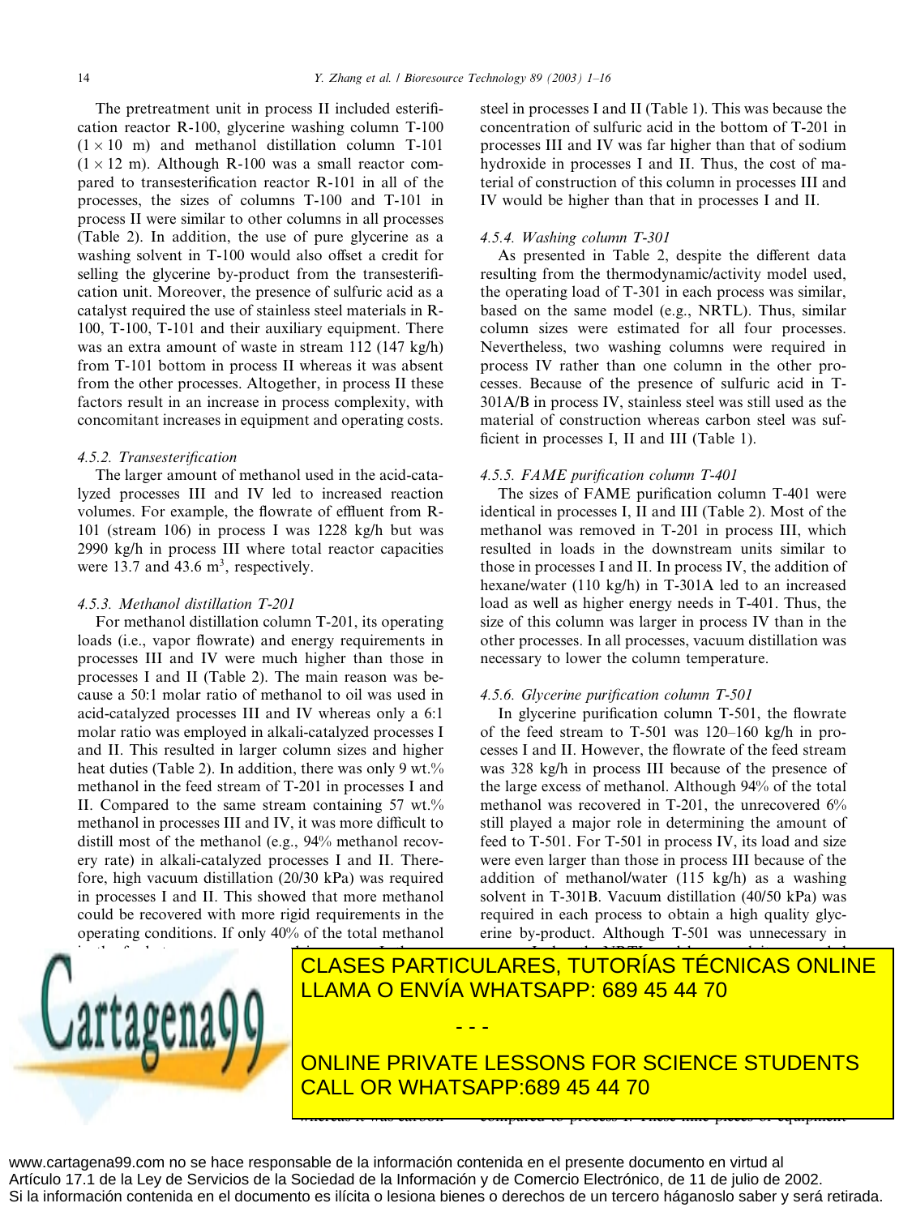The pretreatment unit in process II included esterification reactor R-100, glycerine washing column T-100 ($1 \times 10$ m) and methanol distillation column T-101 ($1 \times 12$ m). Although R-100 was a small reactor compared to transesterification reactor R-101 in all of the processes, the sizes of columns T-100 and T-101 in process II were similar to other columns in all processes (Table 2). In addition, the use of pure glycerine as a washing solvent in T-100 would also offset a credit for selling the glycerine by-product from the transesterification unit. Moreover, the presence of sulfuric acid as a catalyst required the use of stainless steel materials in R-100, T-100, T-101 and their auxiliary equipment. There was an extra amount of waste in stream 112 (147 kg/h) from T-101 bottom in process II whereas it was absent from the other processes. Altogether, in process II these factors result in an increase in process complexity, with concomitant increases in equipment and operating costs.

#### 4.5.2. Transesterification

The larger amount of methanol used in the acid-catalyzed processes III and IV led to increased reaction volumes. For example, the flowrate of effluent from R-101 (stream 106) in process I was 1228 kg/h but was 2990 kg/h in process III where total reactor capacities were 13.7 and 43.6 $m^3$, respectively.

#### 4.5.3. Methanol distillation T-201

For methanol distillation column T-201, its operating loads (i.e., vapor flowrate) and energy requirements in processes III and IV were much higher than those in processes I and II (Table 2). The main reason was because a 50:1 molar ratio of methanol to oil was used in acid-catalyzed processes III and IV whereas only a 6:1 molar ratio was employed in alkali-catalyzed processes I and II. This resulted in larger column sizes and higher heat duties (Table 2). In addition, there was only 9 wt.% methanol in the feed stream of T-201 in processes I and II. Compared to the same stream containing 57 wt.% methanol in processes III and IV, it was more difficult to distill most of the methanol (e.g., 94% methanol recovery rate) in alkali-catalyzed processes I and II. Therefore, high vacuum distillation (20/30 kPa) was required in processes I and II. This showed that more methanol could be recovered with more rigid requirements in the operating conditions. If only 40% of the total methanol

steel in processes I and II (Table 1). This was because the concentration of sulfuric acid in the bottom of T-201 in processes III and IV was far higher than that of sodium hydroxide in processes I and II. Thus, the cost of material of construction of this column in processes III and IV would be higher than that in processes I and II.

#### 4.5.4. Washing column T-301

As presented in Table 2, despite the different data resulting from the thermodynamic/activity model used, the operating load of T-301 in each process was similar, based on the same model (e.g., NRTL). Thus, similar column sizes were estimated for all four processes. Nevertheless, two washing columns were required in process IV rather than one column in the other processes. Because of the presence of sulfuric acid in T-301A/B in process IV, stainless steel was still used as the material of construction whereas carbon steel was sufficient in processes I, II and III (Table 1).

#### 4.5.5. FAME purification column T-401

The sizes of FAME purification column T-401 were identical in processes I, II and III (Table 2). Most of the methanol was removed in T-201 in process III, which resulted in loads in the downstream units similar to those in processes I and II. In process IV, the addition of hexane/water (110 kg/h) in T-301A led to an increased load as well as higher energy needs in T-401. Thus, the size of this column was larger in process IV than in the other processes. In all processes, vacuum distillation was necessary to lower the column temperature.

#### 4.5.6. Glycerine purification column T-501

In glycerine purification column T-501, the flowrate of the feed stream to T-501 was 120–160 kg/h in processes I and II. However, the flowrate of the feed stream was 328 kg/h in process III because of the presence of the large excess of methanol. Although 94% of the total methanol was recovered in T-201, the unrecovered 6% still played a major role in determining the amount of feed to T-501. For T-501 in process IV, its load and size were even larger than those in process III because of the addition of methanol/water (115 kg/h) as a washing solvent in T-301B. Vacuum distillation (40/50 kPa) was required in each process to obtain a high quality glycerine by-product. Although T-501 was unnecessary in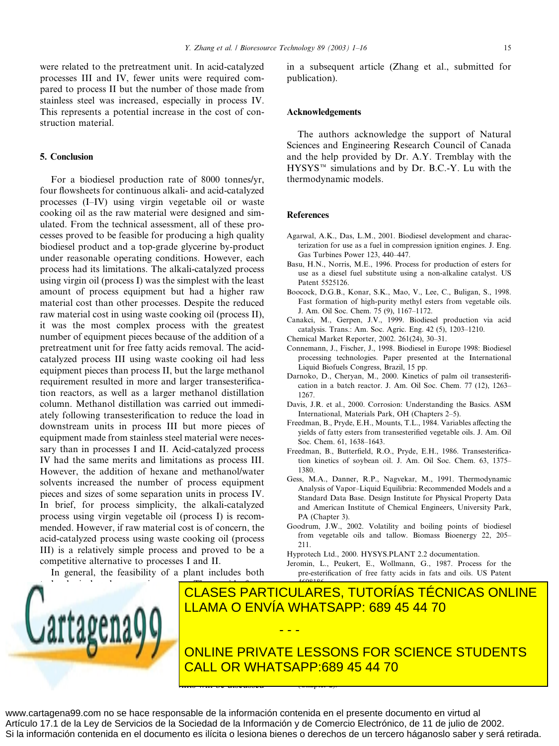were related to the pretreatment unit. In acid-catalyzed processes III and IV, fewer units were required compared to process II but the number of those made from stainless steel was increased, especially in process IV. This represents a potential increase in the cost of construction material.

## 5. Conclusion

For a biodiesel production rate of 8000 tonnes/yr, four flowsheets for continuous alkali- and acid-catalyzed processes (I–IV) using virgin vegetable oil or waste cooking oil as the raw material were designed and simulated. From the technical assessment, all of these processes proved to be feasible for producing a high quality biodiesel product and a top-grade glycerine by-product under reasonable operating conditions. However, each process had its limitations. The alkali-catalyzed process using virgin oil (process I) was the simplest with the least amount of process equipment but had a higher raw material cost than other processes. Despite the reduced raw material cost in using waste cooking oil (process II), it was the most complex process with the greatest number of equipment pieces because of the addition of a pretreatment unit for free fatty acids removal. The acid-catalyzed process III using waste cooking oil had less equipment pieces than process II, but the large methanol requirement resulted in more and larger transesterification reactors, as well as a larger methanol distillation column. Methanol distillation was carried out immediately following transesterification to reduce the load in downstream units in process III but more pieces of equipment made from stainless steel material were necessary than in processes I and II. Acid-catalyzed process IV had the same merits and limitations as process III. However, the addition of hexane and methanol/water solvents increased the number of process equipment pieces and sizes of some separation units in process IV. In brief, for process simplicity, the alkali-catalyzed process using virgin vegetable oil (process I) is recommended. However, if raw material cost is of concern, the acid-catalyzed process using waste cooking oil (process III) is a relatively simple process and proved to be a competitive alternative to processes I and II.

In general, the feasibility of a plant includes both

in a subsequent article (Zhang et al., submitted for publication).

## Acknowledgements

The authors acknowledge the support of Natural Sciences and Engineering Research Council of Canada and the help provided by Dr. A.Y. Tremblay with the HYSYS™ simulations and by Dr. B.C.-Y. Lu with the thermodynamic models.

## References

Agarwal, A.K., Das, L.M., 2001. Biodiesel development and characterization for use as a fuel in compression ignition engines. J. Eng. Gas Turbines Power 123, 440–447.

Basu, H.N., Norris, M.E., 1996. Process for production of esters for use as a diesel fuel substitute using a non-alkaline catalyst. US Patent 5525126.

Boocock, D.G.B., Konar, S.K., Mao, V., Lee, C., Buligan, S., 1998. Fast formation of high-purity methyl esters from vegetable oils. J. Am. Oil Soc. Chem. 75 (9), 1167–1172.

Canakci, M., Gerpen, J.V., 1999. Biodiesel production via acid catalysis. Trans.: Am. Soc. Agric. Eng. 42 (5), 1203–1210.

Chemical Market Reporter, 2002. 261(24), 30–31.

Connemann, J., Fischer, J., 1998. Biodiesel in Europe 1998: Biodiesel processing technologies. Paper presented at the International Liquid Biofuels Congress, Brazil, 15 pp.

Darnoko, D., Cheryan, M., 2000. Kinetics of palm oil transesterification in a batch reactor. J. Am. Oil Soc. Chem. 77 (12), 1263–1267.

Davis, J.R. et al., 2000. Corrosion: Understanding the Basics. ASM International, Materials Park, OH (Chapters 2–5).

Freedman, B., Pryde, E.H., Mounts, T.L., 1984. Variables affecting the yields of fatty esters from transesterified vegetable oils. J. Am. Oil Soc. Chem. 61, 1638–1643.

Freedman, B., Butterfield, R.O., Pryde, E.H., 1986. Transesterification kinetics of soybean oil. J. Am. Oil Soc. Chem. 63, 1375–1380.

Gess, M.A., Danner, R.P., Nagvekar, M., 1991. Thermodynamic Analysis of Vapor–Liquid Equilibria: Recommended Models and a Standard Data Base. Design Institute for Physical Property Data and American Institute of Chemical Engineers, University Park, PA (Chapter 3).

Goodrum, J.W., 2002. Volatility and boiling points of biodiesel from vegetable oils and tallow. Biomass Bioenergy 22, 205–211.

Hyprotech Ltd., 2000. HYSYS.PLANT 2.2 documentation.

Jeromin, L., Peukert, E., Wollmann, G., 1987. Process for the pre-esterification of free fatty acids in fats and oils. US Patent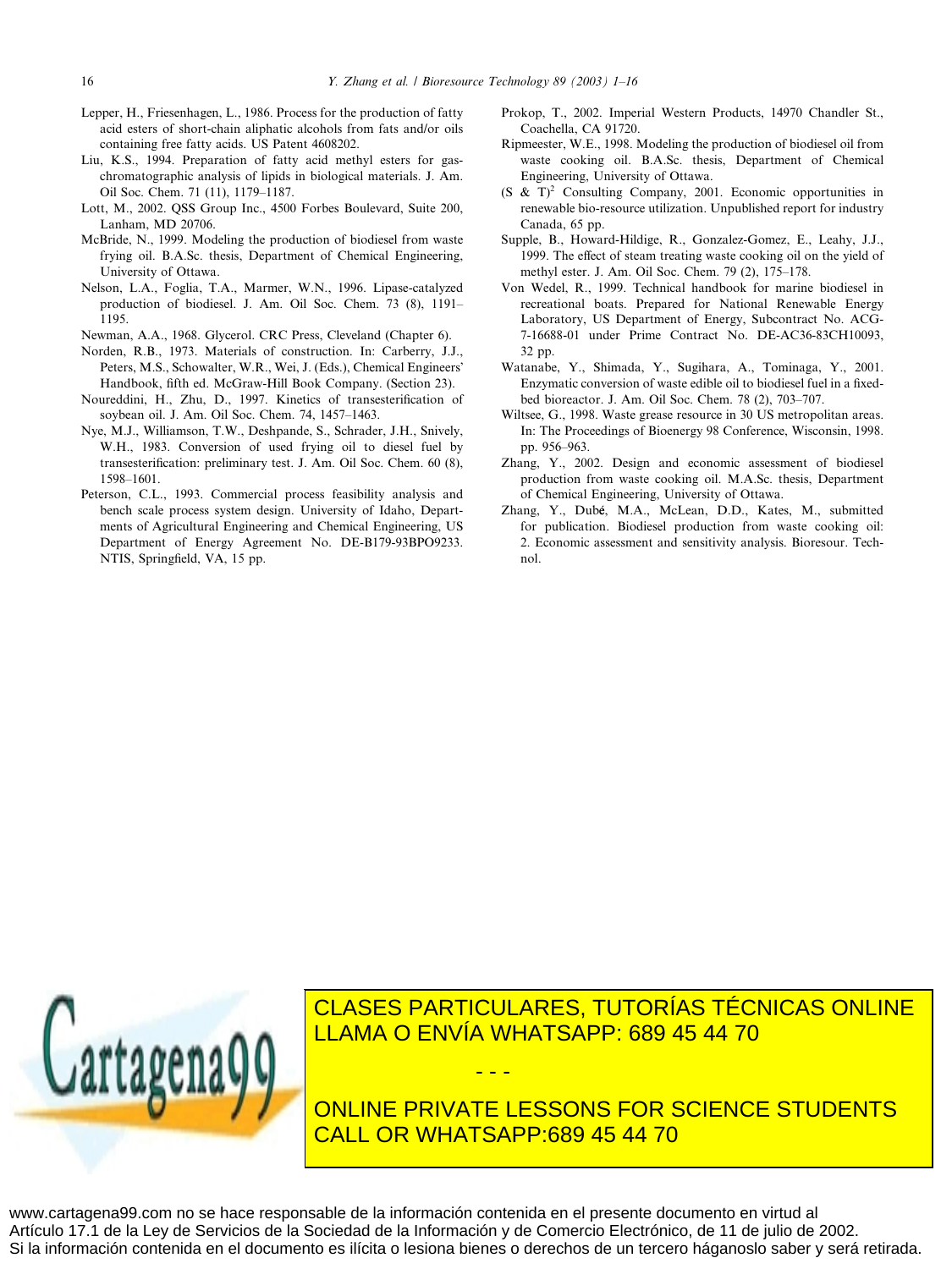Lepper, H., Friesenhagen, L., 1986. Process for the production of fatty acid esters of short-chain aliphatic alcohols from fats and/or oils containing free fatty acids. US Patent 4608202.

Liu, K.S., 1994. Preparation of fatty acid methyl esters for gas-chromatographic analysis of lipids in biological materials. J. Am. Oil Soc. Chem. 71 (11), 1179–1187.

Lott, M., 2002. QSS Group Inc., 4500 Forbes Boulevard, Suite 200, Lanham, MD 20706.

McBride, N., 1999. Modeling the production of biodiesel from waste frying oil. B.A.Sc. thesis, Department of Chemical Engineering, University of Ottawa.

Nelson, L.A., Foglia, T.A., Marmer, W.N., 1996. Lipase-catalyzed production of biodiesel. J. Am. Oil Soc. Chem. 73 (8), 1191–1195.

Newman, A.A., 1968. Glycerol. CRC Press, Cleveland (Chapter 6).

Norden, R.B., 1973. Materials of construction. In: Carberry, J.J., Peters, M.S., Schowalter, W.R., Wei, J. (Eds.), Chemical Engineers' Handbook, fifth ed. McGraw-Hill Book Company. (Section 23).

Noureddini, H., Zhu, D., 1997. Kinetics of transesterification of soybean oil. J. Am. Oil Soc. Chem. 74, 1457–1463.

Nye, M.J., Williamson, T.W., Deshpande, S., Schrader, J.H., Snively, W.H., 1983. Conversion of used frying oil to diesel fuel by transesterification: preliminary test. J. Am. Oil Soc. Chem. 60 (8), 1598–1601.

Peterson, C.L., 1993. Commercial process feasibility analysis and bench scale process system design. University of Idaho, Departments of Agricultural Engineering and Chemical Engineering, US Department of Energy Agreement No. DE-B179-93BPO9233. NTIS, Springfield, VA, 15 pp.

Prokop, T., 2002. Imperial Western Products, 14970 Chandler St., Coachella, CA 91720.

Ripmeester, W.E., 1998. Modeling the production of biodiesel oil from waste cooking oil. B.A.Sc. thesis, Department of Chemical Engineering, University of Ottawa.

(S & T)$^2$ Consulting Company, 2001. Economic opportunities in renewable bio-resource utilization. Unpublished report for industry Canada, 65 pp.

Supple, B., Howard-Hildige, R., Gonzalez-Gomez, E., Leahy, J.J., 1999. The effect of steam treating waste cooking oil on the yield of methyl ester. J. Am. Oil Soc. Chem. 79 (2), 175–178.

Von Wedel, R., 1999. Technical handbook for marine biodiesel in recreational boats. Prepared for National Renewable Energy Laboratory, US Department of Energy, Subcontract No. ACG-7-16688-01 under Prime Contract No. DE-AC36-83CH10093, 32 pp.

Watanabe, Y., Shimada, Y., Sugihara, A., Tominaga, Y., 2001. Enzymatic conversion of waste edible oil to biodiesel fuel in a fixed-bed bioreactor. J. Am. Oil Soc. Chem. 78 (2), 703–707.

Wiltsee, G., 1998. Waste grease resource in 30 US metropolitan areas. In: The Proceedings of Bioenergy 98 Conference, Wisconsin, 1998. pp. 956–963.

Zhang, Y., 2002. Design and economic assessment of biodiesel production from waste cooking oil. M.A.Sc. thesis, Department of Chemical Engineering, University of Ottawa.

Zhang, Y., Dubé, M.A., McLean, D.D., Kates, M., submitted for publication. Biodiesel production from waste cooking oil: 2. Economic assessment and sensitivity analysis. Bioresour. Technol.

CLASES PARTICULARES, TUTORÍAS TÉCNICAS ONLINE
LLAMA O ENVÍA WHATSAPP: 689 45 44 70

- - -

ONLINE PRIVATE LESSONS FOR SCIENCE STUDENTS
CALL OR WHATSAPP:689 45 44 70

www.cartagena99.com no se hace responsable de la información contenida en el presente documento en virtud al Artículo 17.1 de la Ley de Servicios de la Sociedad de la Información y de Comercio Electrónico, de 11 de julio de 2002. Si la información contenida en el documento es ilícita o lesiona bienes o derechos de un tercero háganoslo saber y será retirada.